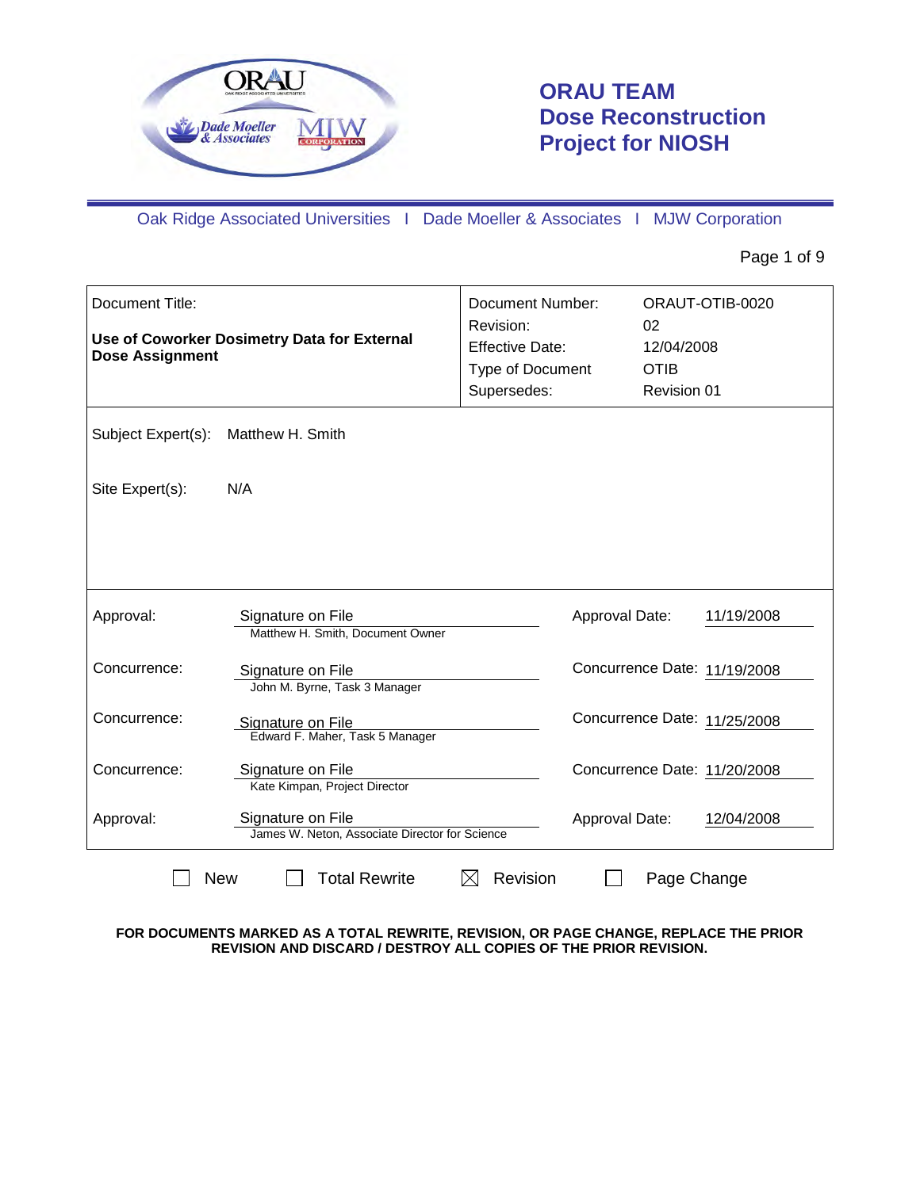# ORAU TEAM Dose Reconstruction Project for NIOSH

Oak Ridge Associated Universities I Dade Moeller & Associates I MJW Corporation

| Document Title: | Document Number: | ORAUT-OTIB-0020 |
|---|---|---|
| **Use of Coworker Dosimetry Data for External Dose Assignment** | Revision: | 02 |
| | Effective Date: | 12/04/2008 |
| | Type of Document | OTIB |
| | Supersedes: | Revision 01 |

Subject Expert(s): Matthew H. Smith

Site Expert(s): N/A

| | | | |
|---|---|---|---|
| Approval: | Signature on File<br>Matthew H. Smith, Document Owner | Approval Date: | 11/19/2008 |
| Concurrence: | Signature on File<br>John M. Byrne, Task 3 Manager | Concurrence Date: | 11/19/2008 |
| Concurrence: | Signature on File<br>Edward F. Maher, Task 5 Manager | Concurrence Date: | 11/25/2008 |
| Concurrence: | Signature on File<br>Kate Kimpan, Project Director | Concurrence Date: | 11/20/2008 |
| Approval: | Signature on File<br>James W. Neton, Associate Director for Science | Approval Date: | 12/04/2008 |

☐ New ☐ Total Rewrite ☒ Revision ☐ Page Change

**FOR DOCUMENTS MARKED AS A TOTAL REWRITE, REVISION, OR PAGE CHANGE, REPLACE THE PRIOR REVISION AND DISCARD / DESTROY ALL COPIES OF THE PRIOR REVISION.**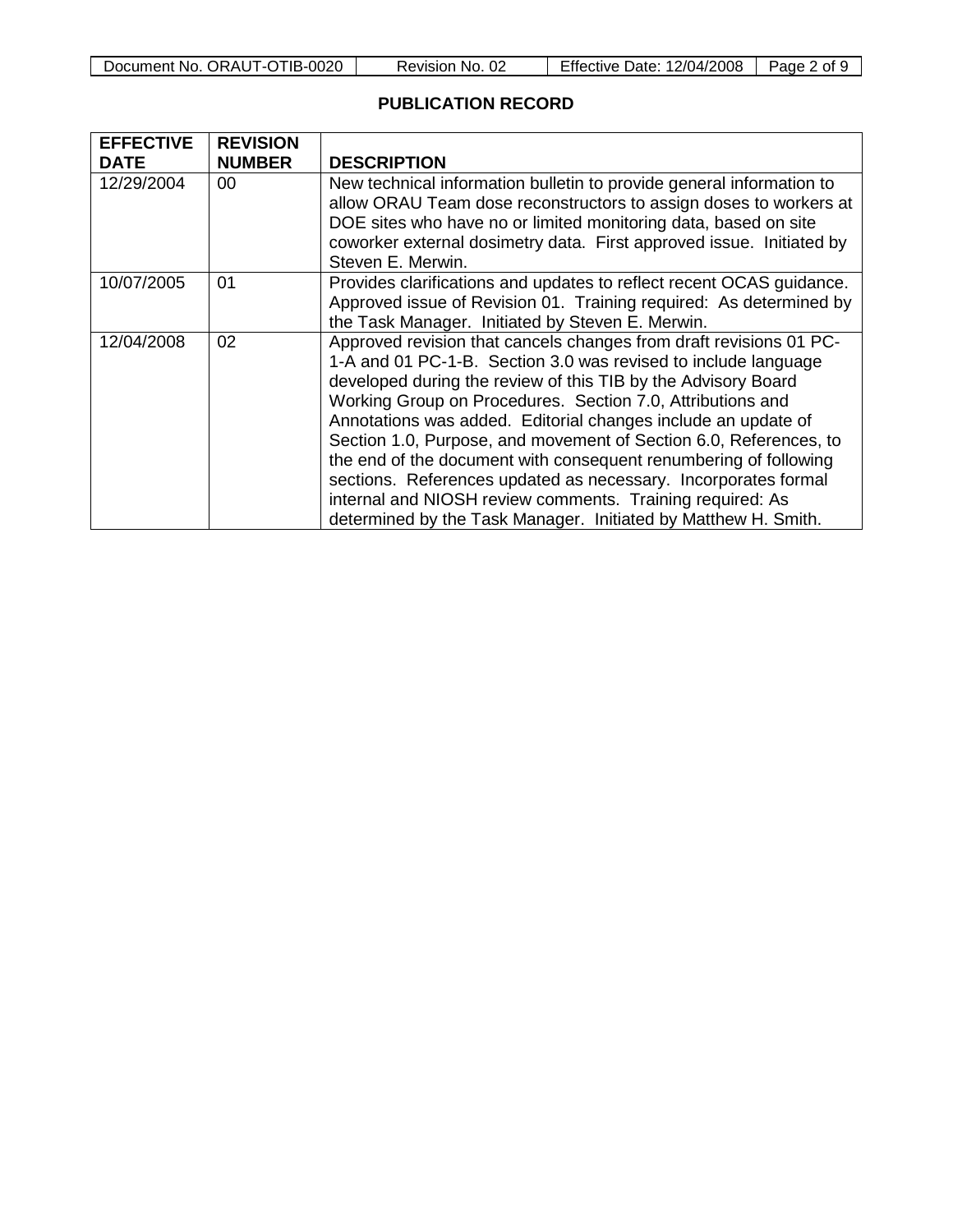## PUBLICATION RECORD

| EFFECTIVE DATE | REVISION NUMBER | DESCRIPTION |
|---|---|---|
| 12/29/2004 | 00 | New technical information bulletin to provide general information to allow ORAU Team dose reconstructors to assign doses to workers at DOE sites who have no or limited monitoring data, based on site coworker external dosimetry data. First approved issue. Initiated by Steven E. Merwin. |
| 10/07/2005 | 01 | Provides clarifications and updates to reflect recent OCAS guidance. Approved issue of Revision 01. Training required: As determined by the Task Manager. Initiated by Steven E. Merwin. |
| 12/04/2008 | 02 | Approved revision that cancels changes from draft revisions 01 PC-1-A and 01 PC-1-B. Section 3.0 was revised to include language developed during the review of this TIB by the Advisory Board Working Group on Procedures. Section 7.0, Attributions and Annotations was added. Editorial changes include an update of Section 1.0, Purpose, and movement of Section 6.0, References, to the end of the document with consequent renumbering of following sections. References updated as necessary. Incorporates formal internal and NIOSH review comments. Training required: As determined by the Task Manager. Initiated by Matthew H. Smith. |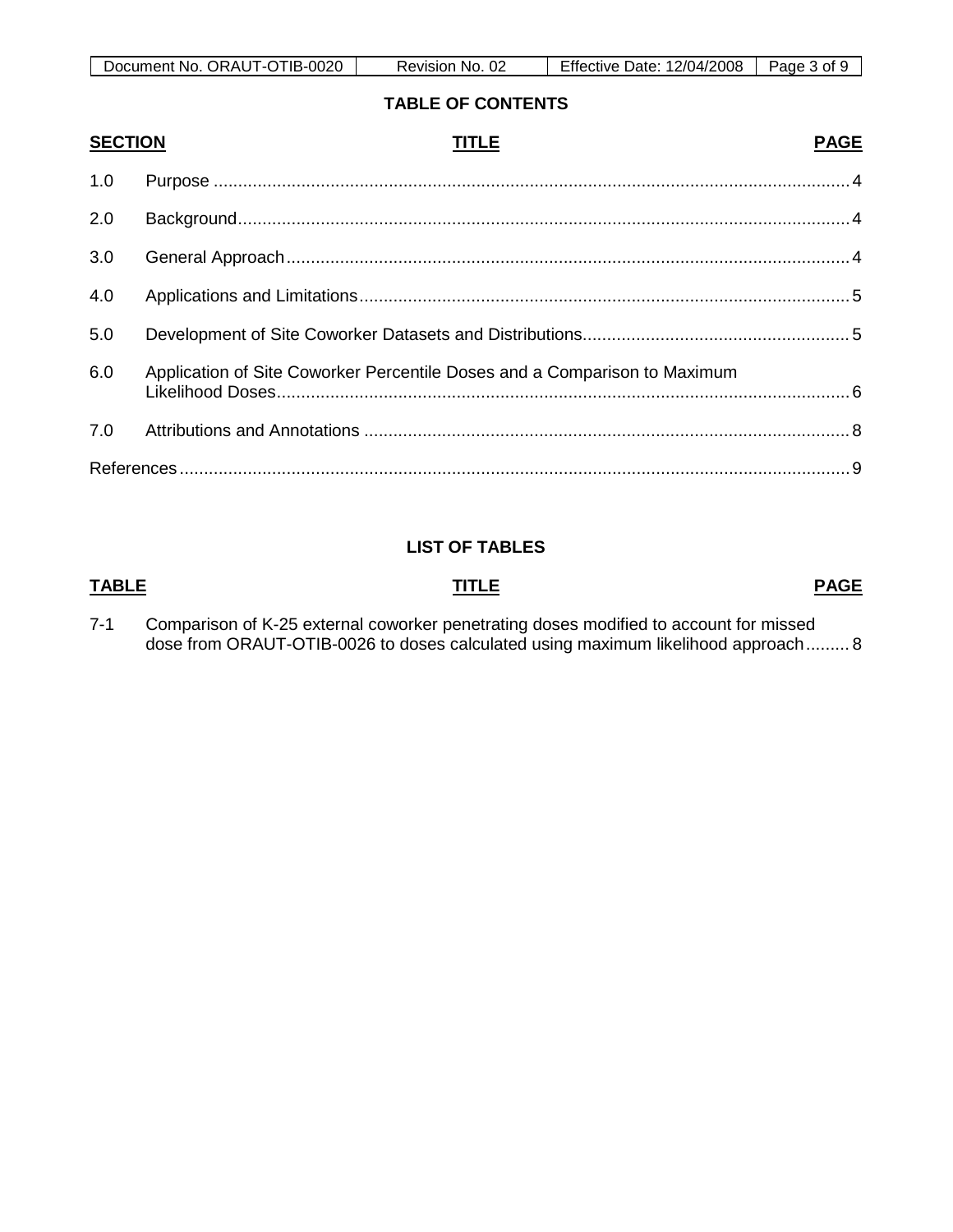## TABLE OF CONTENTS

| SECTION | TITLE | PAGE |
|---|---|---|
| 1.0 | Purpose | 4 |
| 2.0 | Background | 4 |
| 3.0 | General Approach | 4 |
| 4.0 | Applications and Limitations | 5 |
| 5.0 | Development of Site Coworker Datasets and Distributions | 5 |
| 6.0 | Application of Site Coworker Percentile Doses and a Comparison to Maximum Likelihood Doses | 6 |
| 7.0 | Attributions and Annotations | 8 |
| | References | 9 |

## LIST OF TABLES

| TABLE | TITLE | PAGE |
|---|---|---|
| 7-1 | Comparison of K-25 external coworker penetrating doses modified to account for missed dose from ORAUT-OTIB-0026 to doses calculated using maximum likelihood approach | 8 |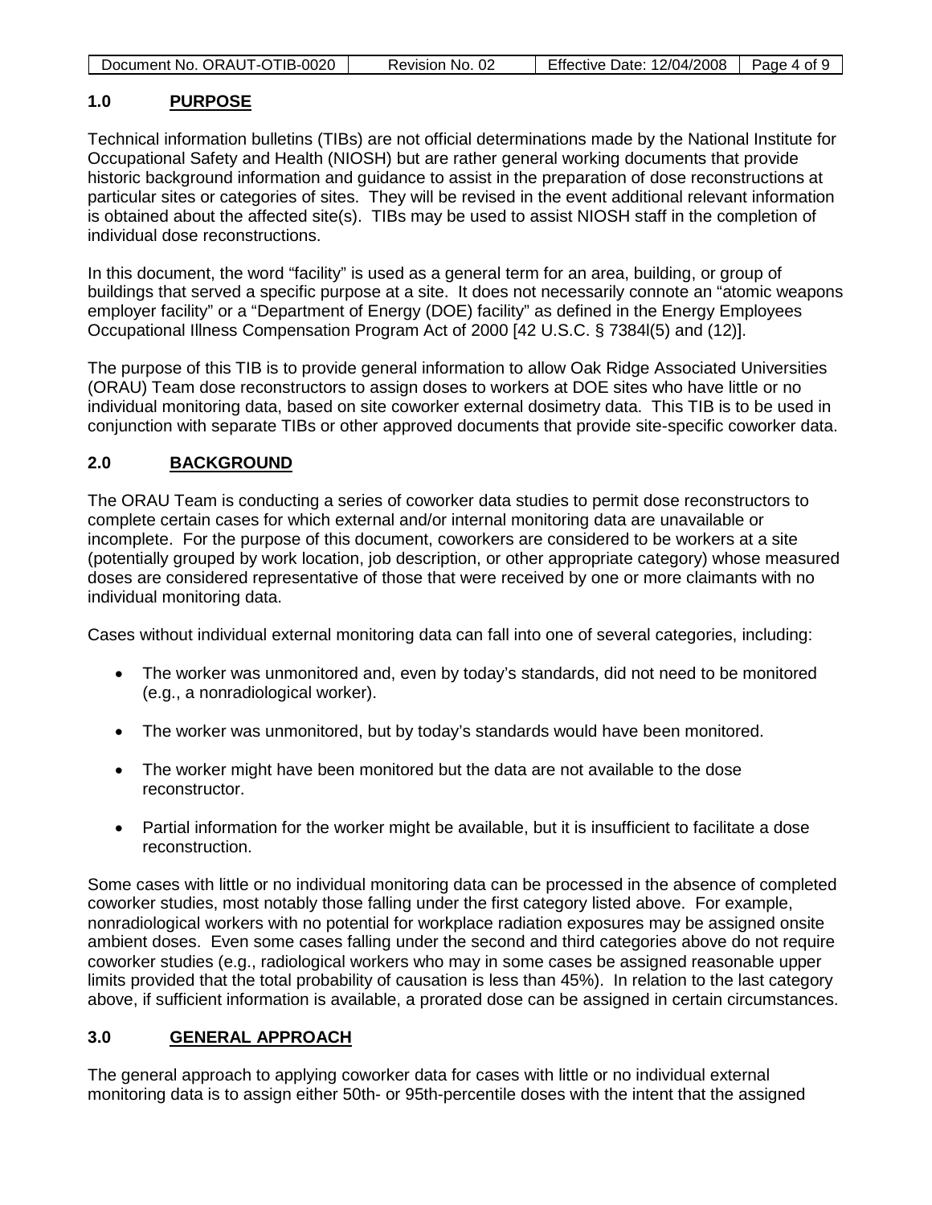## 1.0 PURPOSE

Technical information bulletins (TIBs) are not official determinations made by the National Institute for Occupational Safety and Health (NIOSH) but are rather general working documents that provide historic background information and guidance to assist in the preparation of dose reconstructions at particular sites or categories of sites. They will be revised in the event additional relevant information is obtained about the affected site(s). TIBs may be used to assist NIOSH staff in the completion of individual dose reconstructions.

In this document, the word "facility" is used as a general term for an area, building, or group of buildings that served a specific purpose at a site. It does not necessarily connote an "atomic weapons employer facility" or a "Department of Energy (DOE) facility" as defined in the Energy Employees Occupational Illness Compensation Program Act of 2000 [42 U.S.C. § 7384l(5) and (12)].

The purpose of this TIB is to provide general information to allow Oak Ridge Associated Universities (ORAU) Team dose reconstructors to assign doses to workers at DOE sites who have little or no individual monitoring data, based on site coworker external dosimetry data. This TIB is to be used in conjunction with separate TIBs or other approved documents that provide site-specific coworker data.

## 2.0 BACKGROUND

The ORAU Team is conducting a series of coworker data studies to permit dose reconstructors to complete certain cases for which external and/or internal monitoring data are unavailable or incomplete. For the purpose of this document, coworkers are considered to be workers at a site (potentially grouped by work location, job description, or other appropriate category) whose measured doses are considered representative of those that were received by one or more claimants with no individual monitoring data.

Cases without individual external monitoring data can fall into one of several categories, including:

- The worker was unmonitored and, even by today's standards, did not need to be monitored (e.g., a nonradiological worker).
- The worker was unmonitored, but by today's standards would have been monitored.
- The worker might have been monitored but the data are not available to the dose reconstructor.
- Partial information for the worker might be available, but it is insufficient to facilitate a dose reconstruction.

Some cases with little or no individual monitoring data can be processed in the absence of completed coworker studies, most notably those falling under the first category listed above. For example, nonradiological workers with no potential for workplace radiation exposures may be assigned onsite ambient doses. Even some cases falling under the second and third categories above do not require coworker studies (e.g., radiological workers who may in some cases be assigned reasonable upper limits provided that the total probability of causation is less than 45%). In relation to the last category above, if sufficient information is available, a prorated dose can be assigned in certain circumstances.

## 3.0 GENERAL APPROACH

The general approach to applying coworker data for cases with little or no individual external monitoring data is to assign either 50th- or 95th-percentile doses with the intent that the assigned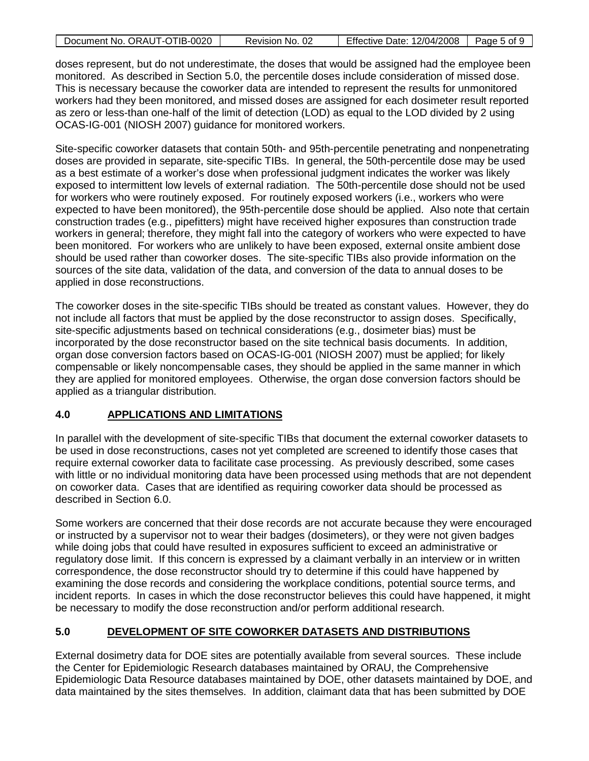doses represent, but do not underestimate, the doses that would be assigned had the employee been monitored. As described in Section 5.0, the percentile doses include consideration of missed dose. This is necessary because the coworker data are intended to represent the results for unmonitored workers had they been monitored, and missed doses are assigned for each dosimeter result reported as zero or less-than one-half of the limit of detection (LOD) as equal to the LOD divided by 2 using OCAS-IG-001 (NIOSH 2007) guidance for monitored workers.

Site-specific coworker datasets that contain 50th- and 95th-percentile penetrating and nonpenetrating doses are provided in separate, site-specific TIBs. In general, the 50th-percentile dose may be used as a best estimate of a worker's dose when professional judgment indicates the worker was likely exposed to intermittent low levels of external radiation. The 50th-percentile dose should not be used for workers who were routinely exposed. For routinely exposed workers (i.e., workers who were expected to have been monitored), the 95th-percentile dose should be applied. Also note that certain construction trades (e.g., pipefitters) might have received higher exposures than construction trade workers in general; therefore, they might fall into the category of workers who were expected to have been monitored. For workers who are unlikely to have been exposed, external onsite ambient dose should be used rather than coworker doses. The site-specific TIBs also provide information on the sources of the site data, validation of the data, and conversion of the data to annual doses to be applied in dose reconstructions.

The coworker doses in the site-specific TIBs should be treated as constant values. However, they do not include all factors that must be applied by the dose reconstructor to assign doses. Specifically, site-specific adjustments based on technical considerations (e.g., dosimeter bias) must be incorporated by the dose reconstructor based on the site technical basis documents. In addition, organ dose conversion factors based on OCAS-IG-001 (NIOSH 2007) must be applied; for likely compensable or likely noncompensable cases, they should be applied in the same manner in which they are applied for monitored employees. Otherwise, the organ dose conversion factors should be applied as a triangular distribution.

## 4.0 APPLICATIONS AND LIMITATIONS

In parallel with the development of site-specific TIBs that document the external coworker datasets to be used in dose reconstructions, cases not yet completed are screened to identify those cases that require external coworker data to facilitate case processing. As previously described, some cases with little or no individual monitoring data have been processed using methods that are not dependent on coworker data. Cases that are identified as requiring coworker data should be processed as described in Section 6.0.

Some workers are concerned that their dose records are not accurate because they were encouraged or instructed by a supervisor not to wear their badges (dosimeters), or they were not given badges while doing jobs that could have resulted in exposures sufficient to exceed an administrative or regulatory dose limit. If this concern is expressed by a claimant verbally in an interview or in written correspondence, the dose reconstructor should try to determine if this could have happened by examining the dose records and considering the workplace conditions, potential source terms, and incident reports. In cases in which the dose reconstructor believes this could have happened, it might be necessary to modify the dose reconstruction and/or perform additional research.

## 5.0 DEVELOPMENT OF SITE COWORKER DATASETS AND DISTRIBUTIONS

External dosimetry data for DOE sites are potentially available from several sources. These include the Center for Epidemiologic Research databases maintained by ORAU, the Comprehensive Epidemiologic Data Resource databases maintained by DOE, other datasets maintained by DOE, and data maintained by the sites themselves. In addition, claimant data that has been submitted by DOE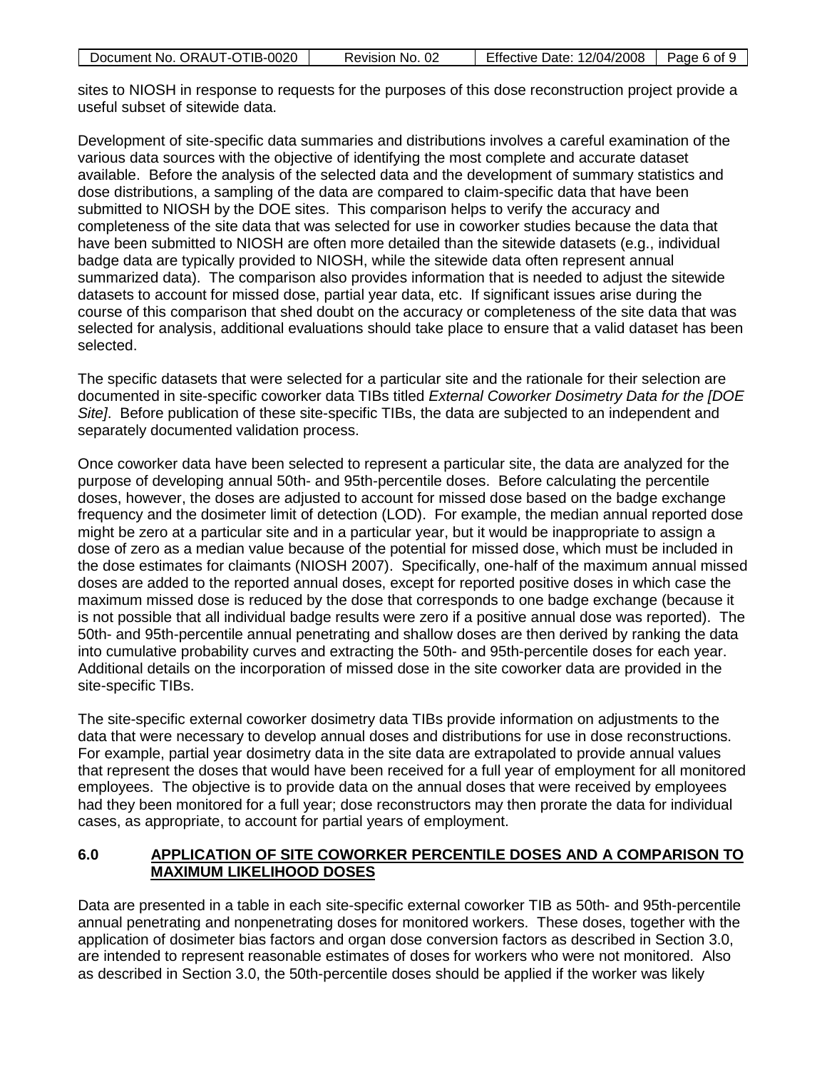sites to NIOSH in response to requests for the purposes of this dose reconstruction project provide a useful subset of sitewide data.

Development of site-specific data summaries and distributions involves a careful examination of the various data sources with the objective of identifying the most complete and accurate dataset available. Before the analysis of the selected data and the development of summary statistics and dose distributions, a sampling of the data are compared to claim-specific data that have been submitted to NIOSH by the DOE sites. This comparison helps to verify the accuracy and completeness of the site data that was selected for use in coworker studies because the data that have been submitted to NIOSH are often more detailed than the sitewide datasets (e.g., individual badge data are typically provided to NIOSH, while the sitewide data often represent annual summarized data). The comparison also provides information that is needed to adjust the sitewide datasets to account for missed dose, partial year data, etc. If significant issues arise during the course of this comparison that shed doubt on the accuracy or completeness of the site data that was selected for analysis, additional evaluations should take place to ensure that a valid dataset has been selected.

The specific datasets that were selected for a particular site and the rationale for their selection are documented in site-specific coworker data TIBs titled *External Coworker Dosimetry Data for the [DOE Site]*. Before publication of these site-specific TIBs, the data are subjected to an independent and separately documented validation process.

Once coworker data have been selected to represent a particular site, the data are analyzed for the purpose of developing annual 50th- and 95th-percentile doses. Before calculating the percentile doses, however, the doses are adjusted to account for missed dose based on the badge exchange frequency and the dosimeter limit of detection (LOD). For example, the median annual reported dose might be zero at a particular site and in a particular year, but it would be inappropriate to assign a dose of zero as a median value because of the potential for missed dose, which must be included in the dose estimates for claimants (NIOSH 2007). Specifically, one-half of the maximum annual missed doses are added to the reported annual doses, except for reported positive doses in which case the maximum missed dose is reduced by the dose that corresponds to one badge exchange (because it is not possible that all individual badge results were zero if a positive annual dose was reported). The 50th- and 95th-percentile annual penetrating and shallow doses are then derived by ranking the data into cumulative probability curves and extracting the 50th- and 95th-percentile doses for each year. Additional details on the incorporation of missed dose in the site coworker data are provided in the site-specific TIBs.

The site-specific external coworker dosimetry data TIBs provide information on adjustments to the data that were necessary to develop annual doses and distributions for use in dose reconstructions. For example, partial year dosimetry data in the site data are extrapolated to provide annual values that represent the doses that would have been received for a full year of employment for all monitored employees. The objective is to provide data on the annual doses that were received by employees had they been monitored for a full year; dose reconstructors may then prorate the data for individual cases, as appropriate, to account for partial years of employment.

## 6.0 APPLICATION OF SITE COWORKER PERCENTILE DOSES AND A COMPARISON TO MAXIMUM LIKELIHOOD DOSES

Data are presented in a table in each site-specific external coworker TIB as 50th- and 95th-percentile annual penetrating and nonpenetrating doses for monitored workers. These doses, together with the application of dosimeter bias factors and organ dose conversion factors as described in Section 3.0, are intended to represent reasonable estimates of doses for workers who were not monitored. Also as described in Section 3.0, the 50th-percentile doses should be applied if the worker was likely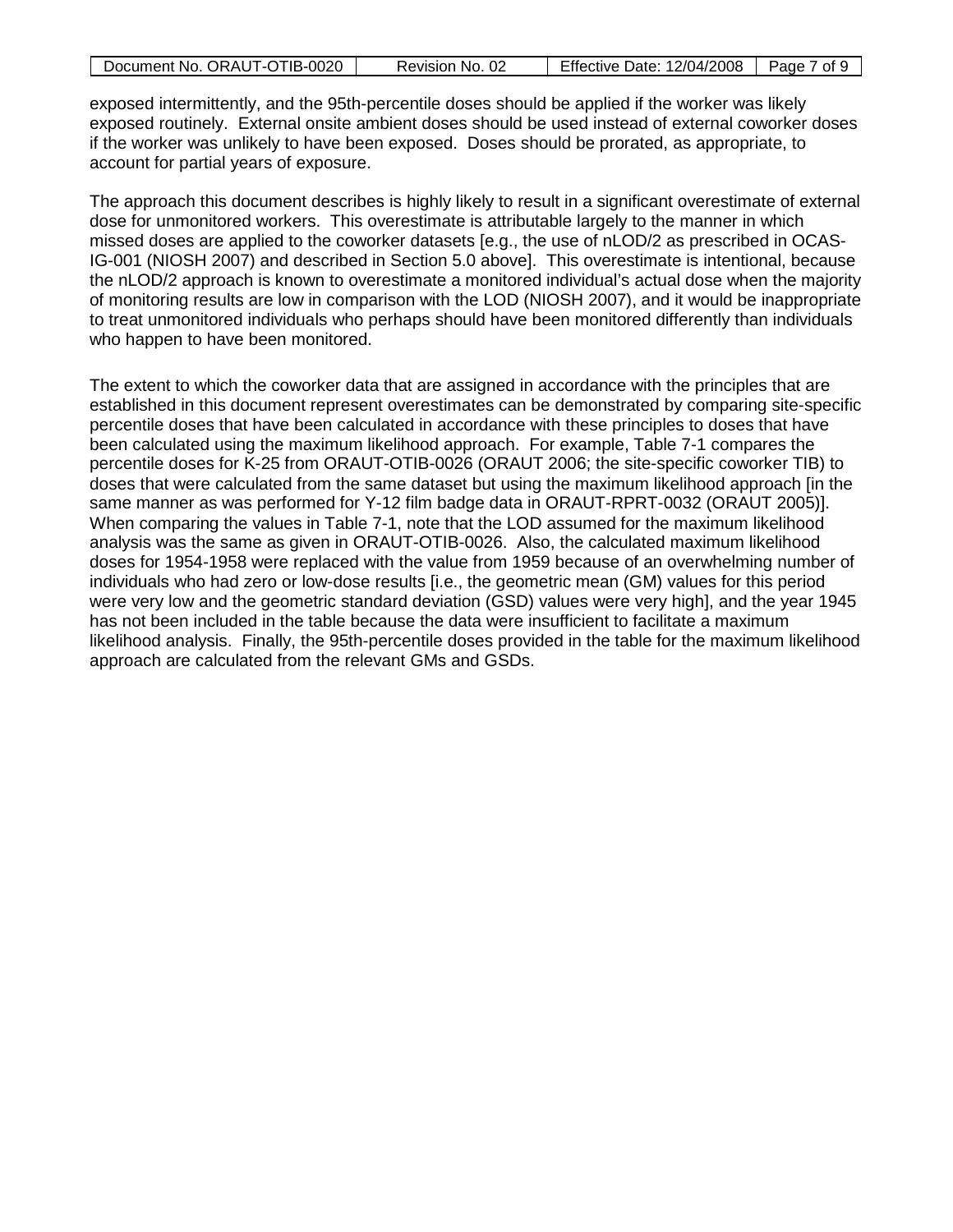exposed intermittently, and the 95th-percentile doses should be applied if the worker was likely exposed routinely. External onsite ambient doses should be used instead of external coworker doses if the worker was unlikely to have been exposed. Doses should be prorated, as appropriate, to account for partial years of exposure.

The approach this document describes is highly likely to result in a significant overestimate of external dose for unmonitored workers. This overestimate is attributable largely to the manner in which missed doses are applied to the coworker datasets [e.g., the use of nLOD/2 as prescribed in OCAS-IG-001 (NIOSH 2007) and described in Section 5.0 above]. This overestimate is intentional, because the nLOD/2 approach is known to overestimate a monitored individual's actual dose when the majority of monitoring results are low in comparison with the LOD (NIOSH 2007), and it would be inappropriate to treat unmonitored individuals who perhaps should have been monitored differently than individuals who happen to have been monitored.

The extent to which the coworker data that are assigned in accordance with the principles that are established in this document represent overestimates can be demonstrated by comparing site-specific percentile doses that have been calculated in accordance with these principles to doses that have been calculated using the maximum likelihood approach. For example, Table 7-1 compares the percentile doses for K-25 from ORAUT-OTIB-0026 (ORAUT 2006; the site-specific coworker TIB) to doses that were calculated from the same dataset but using the maximum likelihood approach [in the same manner as was performed for Y-12 film badge data in ORAUT-RPRT-0032 (ORAUT 2005)]. When comparing the values in Table 7-1, note that the LOD assumed for the maximum likelihood analysis was the same as given in ORAUT-OTIB-0026. Also, the calculated maximum likelihood doses for 1954-1958 were replaced with the value from 1959 because of an overwhelming number of individuals who had zero or low-dose results [i.e., the geometric mean (GM) values for this period were very low and the geometric standard deviation (GSD) values were very high], and the year 1945 has not been included in the table because the data were insufficient to facilitate a maximum likelihood analysis. Finally, the 95th-percentile doses provided in the table for the maximum likelihood approach are calculated from the relevant GMs and GSDs.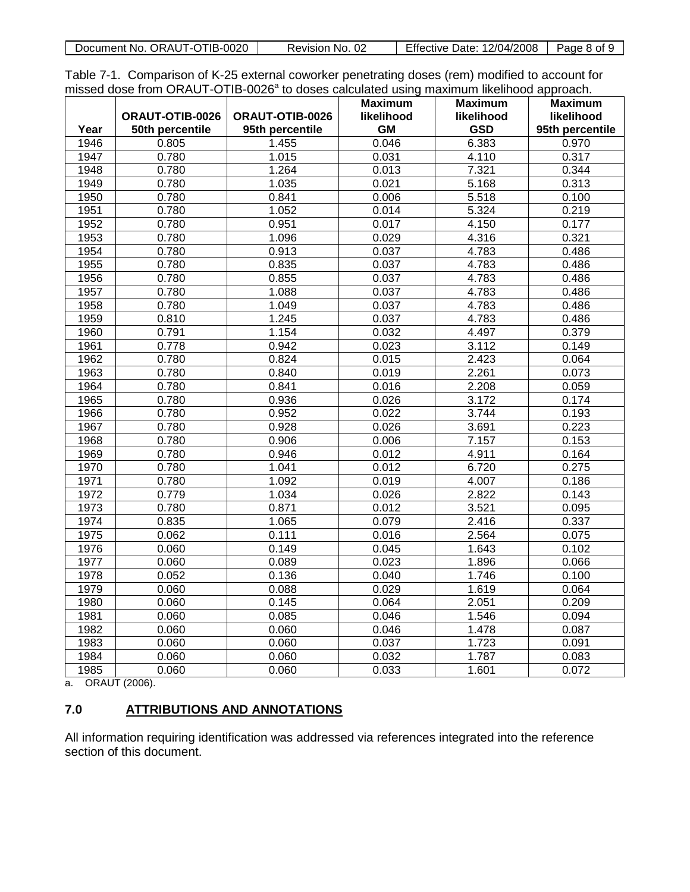Table 7-1. Comparison of K-25 external coworker penetrating doses (rem) modified to account for missed dose from ORAUT-OTIB-0026[a] to doses calculated using maximum likelihood approach.

| Year | ORAUT-OTIB-0026 50th percentile | ORAUT-OTIB-0026 95th percentile | Maximum likelihood GM | Maximum likelihood GSD | Maximum likelihood 95th percentile |
|---|---|---|---|---|---|
| 1946 | 0.805 | 1.455 | 0.046 | 6.383 | 0.970 |
| 1947 | 0.780 | 1.015 | 0.031 | 4.110 | 0.317 |
| 1948 | 0.780 | 1.264 | 0.013 | 7.321 | 0.344 |
| 1949 | 0.780 | 1.035 | 0.021 | 5.168 | 0.313 |
| 1950 | 0.780 | 0.841 | 0.006 | 5.518 | 0.100 |
| 1951 | 0.780 | 1.052 | 0.014 | 5.324 | 0.219 |
| 1952 | 0.780 | 0.951 | 0.017 | 4.150 | 0.177 |
| 1953 | 0.780 | 1.096 | 0.029 | 4.316 | 0.321 |
| 1954 | 0.780 | 0.913 | 0.037 | 4.783 | 0.486 |
| 1955 | 0.780 | 0.835 | 0.037 | 4.783 | 0.486 |
| 1956 | 0.780 | 0.855 | 0.037 | 4.783 | 0.486 |
| 1957 | 0.780 | 1.088 | 0.037 | 4.783 | 0.486 |
| 1958 | 0.780 | 1.049 | 0.037 | 4.783 | 0.486 |
| 1959 | 0.810 | 1.245 | 0.037 | 4.783 | 0.486 |
| 1960 | 0.791 | 1.154 | 0.032 | 4.497 | 0.379 |
| 1961 | 0.778 | 0.942 | 0.023 | 3.112 | 0.149 |
| 1962 | 0.780 | 0.824 | 0.015 | 2.423 | 0.064 |
| 1963 | 0.780 | 0.840 | 0.019 | 2.261 | 0.073 |
| 1964 | 0.780 | 0.841 | 0.016 | 2.208 | 0.059 |
| 1965 | 0.780 | 0.936 | 0.026 | 3.172 | 0.174 |
| 1966 | 0.780 | 0.952 | 0.022 | 3.744 | 0.193 |
| 1967 | 0.780 | 0.928 | 0.026 | 3.691 | 0.223 |
| 1968 | 0.780 | 0.906 | 0.006 | 7.157 | 0.153 |
| 1969 | 0.780 | 0.946 | 0.012 | 4.911 | 0.164 |
| 1970 | 0.780 | 1.041 | 0.012 | 6.720 | 0.275 |
| 1971 | 0.780 | 1.092 | 0.019 | 4.007 | 0.186 |
| 1972 | 0.779 | 1.034 | 0.026 | 2.822 | 0.143 |
| 1973 | 0.780 | 0.871 | 0.012 | 3.521 | 0.095 |
| 1974 | 0.835 | 1.065 | 0.079 | 2.416 | 0.337 |
| 1975 | 0.062 | 0.111 | 0.016 | 2.564 | 0.075 |
| 1976 | 0.060 | 0.149 | 0.045 | 1.643 | 0.102 |
| 1977 | 0.060 | 0.089 | 0.023 | 1.896 | 0.066 |
| 1978 | 0.052 | 0.136 | 0.040 | 1.746 | 0.100 |
| 1979 | 0.060 | 0.088 | 0.029 | 1.619 | 0.064 |
| 1980 | 0.060 | 0.145 | 0.064 | 2.051 | 0.209 |
| 1981 | 0.060 | 0.085 | 0.046 | 1.546 | 0.094 |
| 1982 | 0.060 | 0.060 | 0.046 | 1.478 | 0.087 |
| 1983 | 0.060 | 0.060 | 0.037 | 1.723 | 0.091 |
| 1984 | 0.060 | 0.060 | 0.032 | 1.787 | 0.083 |
| 1985 | 0.060 | 0.060 | 0.033 | 1.601 | 0.072 |

a. ORAUT (2006).

## 7.0 ATTRIBUTIONS AND ANNOTATIONS

All information requiring identification was addressed via references integrated into the reference section of this document.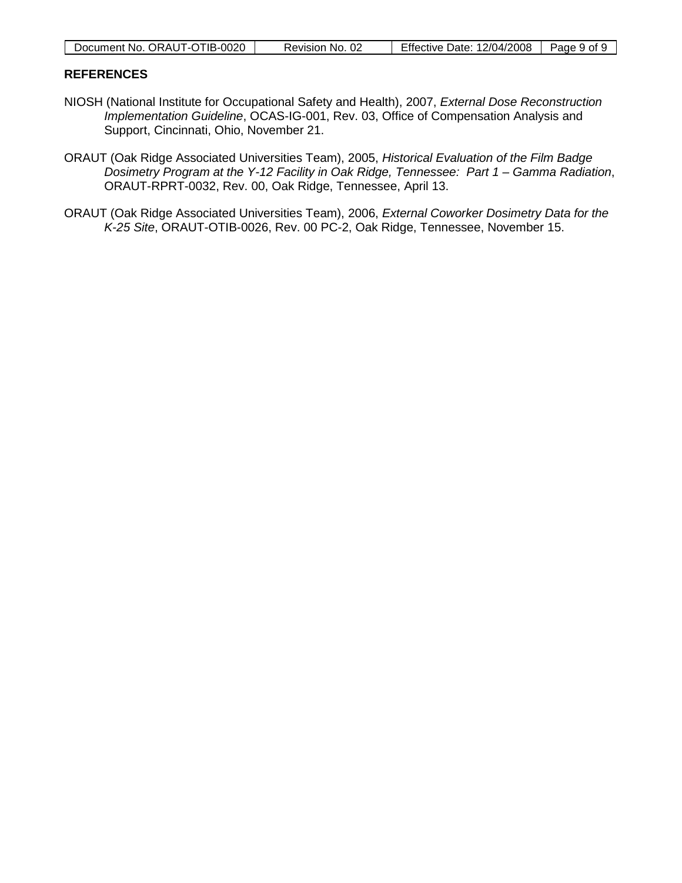## REFERENCES

NIOSH (National Institute for Occupational Safety and Health), 2007, *External Dose Reconstruction Implementation Guideline*, OCAS-IG-001, Rev. 03, Office of Compensation Analysis and Support, Cincinnati, Ohio, November 21.

ORAUT (Oak Ridge Associated Universities Team), 2005, *Historical Evaluation of the Film Badge Dosimetry Program at the Y-12 Facility in Oak Ridge, Tennessee: Part 1 – Gamma Radiation*, ORAUT-RPRT-0032, Rev. 00, Oak Ridge, Tennessee, April 13.

ORAUT (Oak Ridge Associated Universities Team), 2006, *External Coworker Dosimetry Data for the K-25 Site*, ORAUT-OTIB-0026, Rev. 00 PC-2, Oak Ridge, Tennessee, November 15.